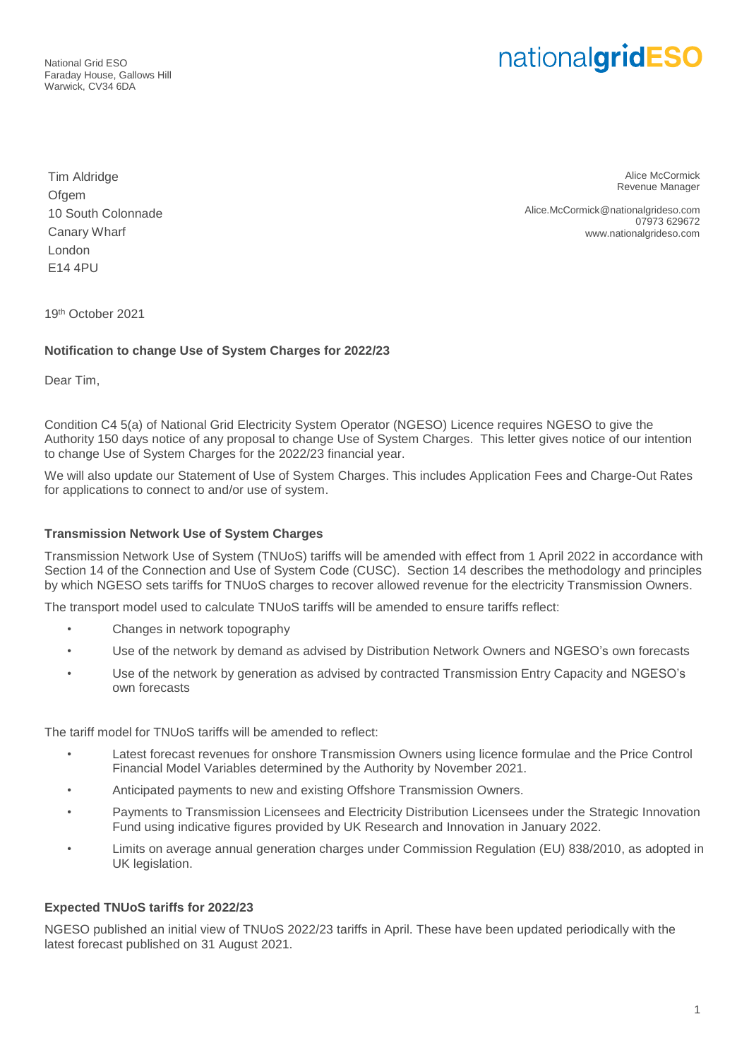National Grid ESO
Faraday House, Gallows Hill
Warwick, CV34 6DA

nationalgridESO

Tim Aldridge
Ofgem
10 South Colonnade
Canary Wharf
London
E14 4PU

Alice McCormick
Revenue Manager

Alice.McCormick@nationalgrideso.com
07973 629672
www.nationalgrideso.com

19th October 2021

**Notification to change Use of System Charges for 2022/23**

Dear Tim,

Condition C4 5(a) of National Grid Electricity System Operator (NGESO) Licence requires NGESO to give the Authority 150 days notice of any proposal to change Use of System Charges. This letter gives notice of our intention to change Use of System Charges for the 2022/23 financial year.

We will also update our Statement of Use of System Charges. This includes Application Fees and Charge-Out Rates for applications to connect to and/or use of system.

**Transmission Network Use of System Charges**

Transmission Network Use of System (TNUoS) tariffs will be amended with effect from 1 April 2022 in accordance with Section 14 of the Connection and Use of System Code (CUSC). Section 14 describes the methodology and principles by which NGESO sets tariffs for TNUoS charges to recover allowed revenue for the electricity Transmission Owners.

The transport model used to calculate TNUoS tariffs will be amended to ensure tariffs reflect:

- Changes in network topography
- Use of the network by demand as advised by Distribution Network Owners and NGESO's own forecasts
- Use of the network by generation as advised by contracted Transmission Entry Capacity and NGESO's own forecasts

The tariff model for TNUoS tariffs will be amended to reflect:

- Latest forecast revenues for onshore Transmission Owners using licence formulae and the Price Control Financial Model Variables determined by the Authority by November 2021.
- Anticipated payments to new and existing Offshore Transmission Owners.
- Payments to Transmission Licensees and Electricity Distribution Licensees under the Strategic Innovation Fund using indicative figures provided by UK Research and Innovation in January 2022.
- Limits on average annual generation charges under Commission Regulation (EU) 838/2010, as adopted in UK legislation.

**Expected TNUoS tariffs for 2022/23**

NGESO published an initial view of TNUoS 2022/23 tariffs in April. These have been updated periodically with the latest forecast published on 31 August 2021.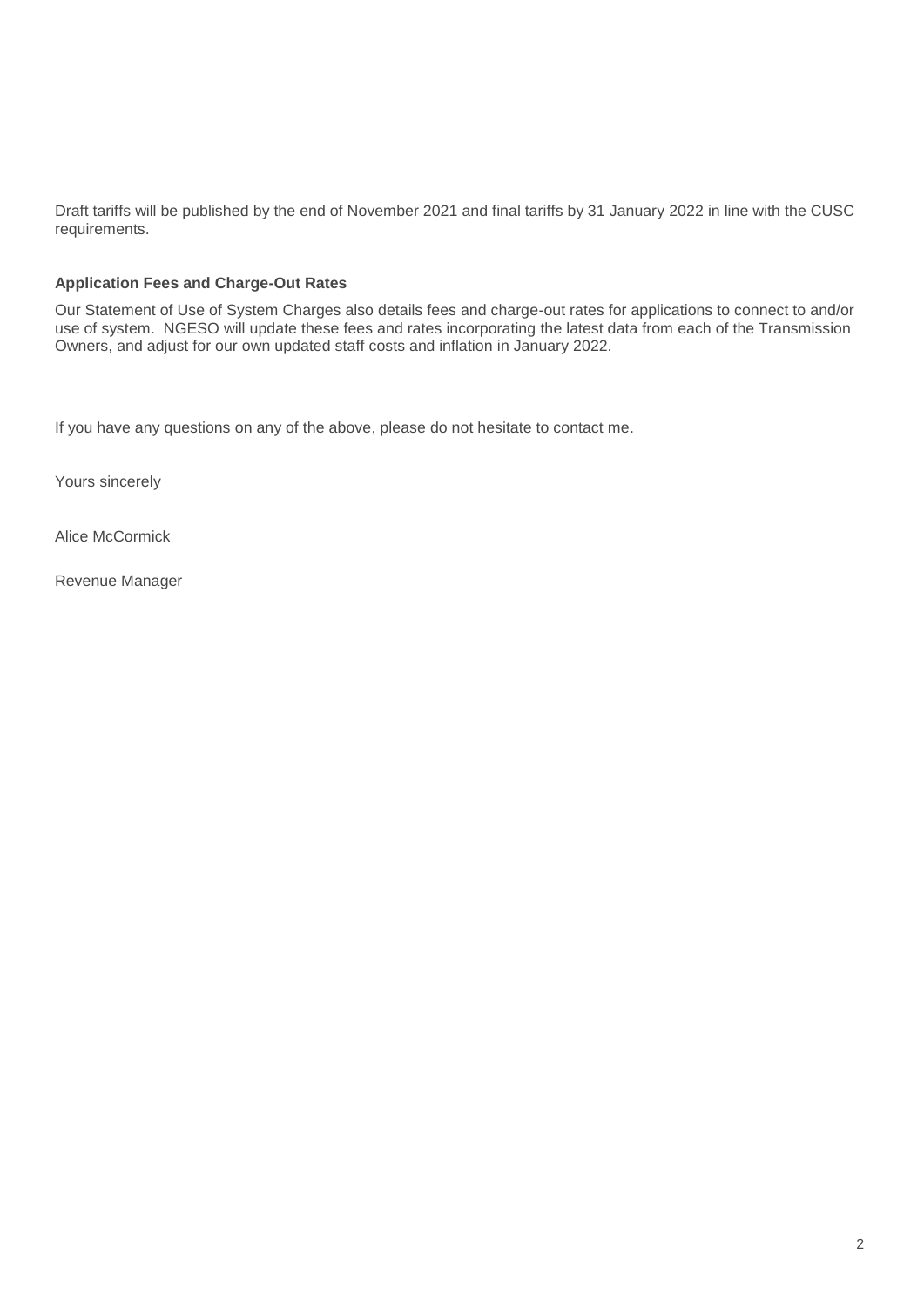Draft tariffs will be published by the end of November 2021 and final tariffs by 31 January 2022 in line with the CUSC requirements.

**Application Fees and Charge-Out Rates**

Our Statement of Use of System Charges also details fees and charge-out rates for applications to connect to and/or use of system. NGESO will update these fees and rates incorporating the latest data from each of the Transmission Owners, and adjust for our own updated staff costs and inflation in January 2022.

If you have any questions on any of the above, please do not hesitate to contact me.

Yours sincerely

Alice McCormick

Revenue Manager